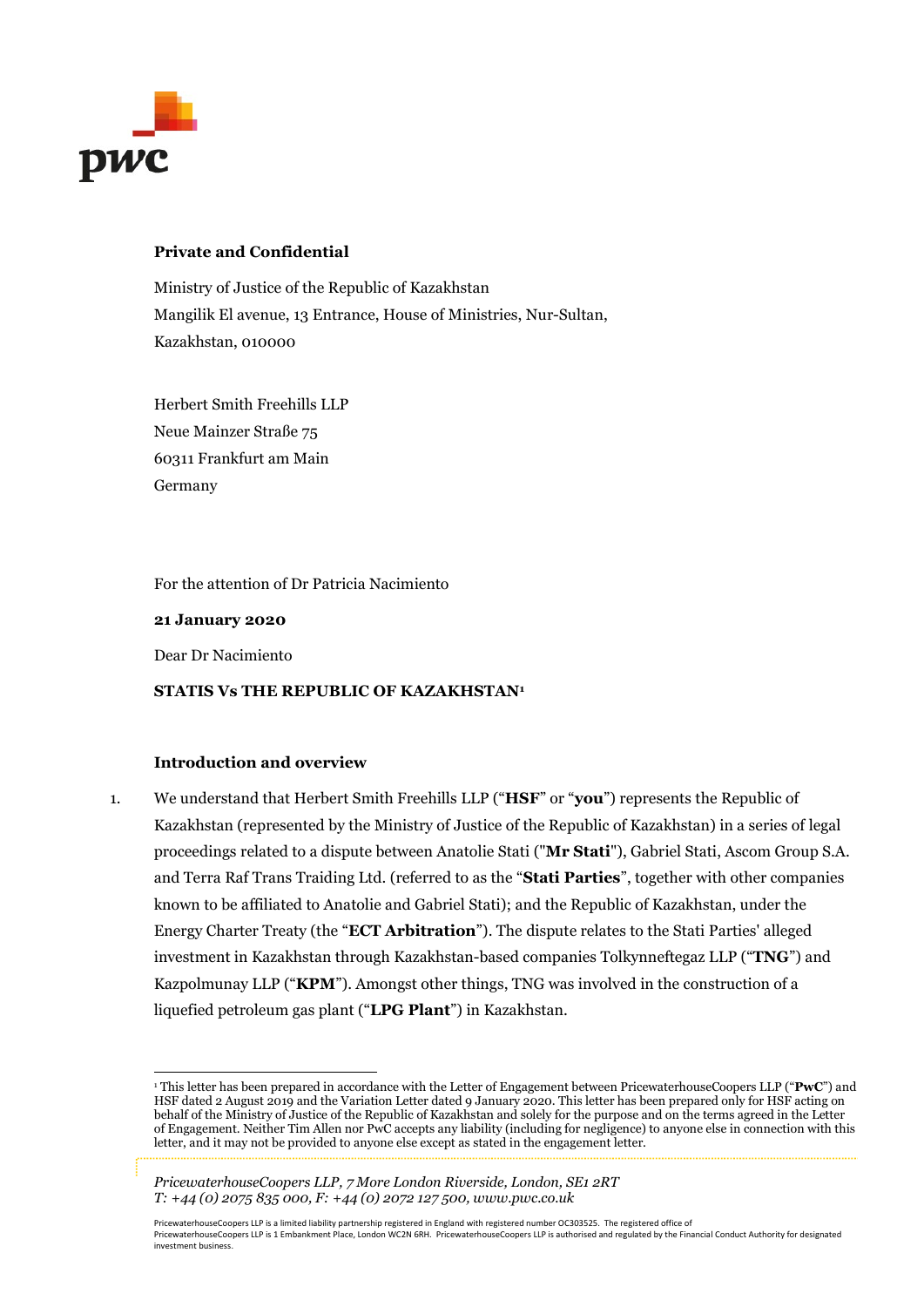**Private and Confidential**

Ministry of Justice of the Republic of Kazakhstan
Mangilik El avenue, 13 Entrance, House of Ministries, Nur-Sultan,
Kazakhstan, 010000

Herbert Smith Freehills LLP
Neue Mainzer Straße 75
60311 Frankfurt am Main
Germany

For the attention of Dr Patricia Nacimiento

**21 January 2020**

Dear Dr Nacimiento

**STATIS Vs THE REPUBLIC OF KAZAKHSTAN**[1]

**Introduction and overview**

1. We understand that Herbert Smith Freehills LLP ("**HSF**" or "**you**") represents the Republic of Kazakhstan (represented by the Ministry of Justice of the Republic of Kazakhstan) in a series of legal proceedings related to a dispute between Anatolie Stati ("**Mr Stati**"), Gabriel Stati, Ascom Group S.A. and Terra Raf Trans Traiding Ltd. (referred to as the "**Stati Parties**", together with other companies known to be affiliated to Anatolie and Gabriel Stati); and the Republic of Kazakhstan, under the Energy Charter Treaty (the "**ECT Arbitration**"). The dispute relates to the Stati Parties' alleged investment in Kazakhstan through Kazakhstan-based companies Tolkynneftegaz LLP ("**TNG**") and Kazpolmunay LLP ("**KPM**"). Amongst other things, TNG was involved in the construction of a liquefied petroleum gas plant ("**LPG Plant**") in Kazakhstan.

[1] This letter has been prepared in accordance with the Letter of Engagement between PricewaterhouseCoopers LLP ("**PwC**") and HSF dated 2 August 2019 and the Variation Letter dated 9 January 2020. This letter has been prepared only for HSF acting on behalf of the Ministry of Justice of the Republic of Kazakhstan and solely for the purpose and on the terms agreed in the Letter of Engagement. Neither Tim Allen nor PwC accepts any liability (including for negligence) to anyone else in connection with this letter, and it may not be provided to anyone else except as stated in the engagement letter.

*PricewaterhouseCoopers LLP, 7 More London Riverside, London, SE1 2RT*
*T: +44 (0) 2075 835 000, F: +44 (0) 2072 127 500, www.pwc.co.uk*

PricewaterhouseCoopers LLP is a limited liability partnership registered in England with registered number OC303525. The registered office of PricewaterhouseCoopers LLP is 1 Embankment Place, London WC2N 6RH. PricewaterhouseCoopers LLP is authorised and regulated by the Financial Conduct Authority for designated investment business.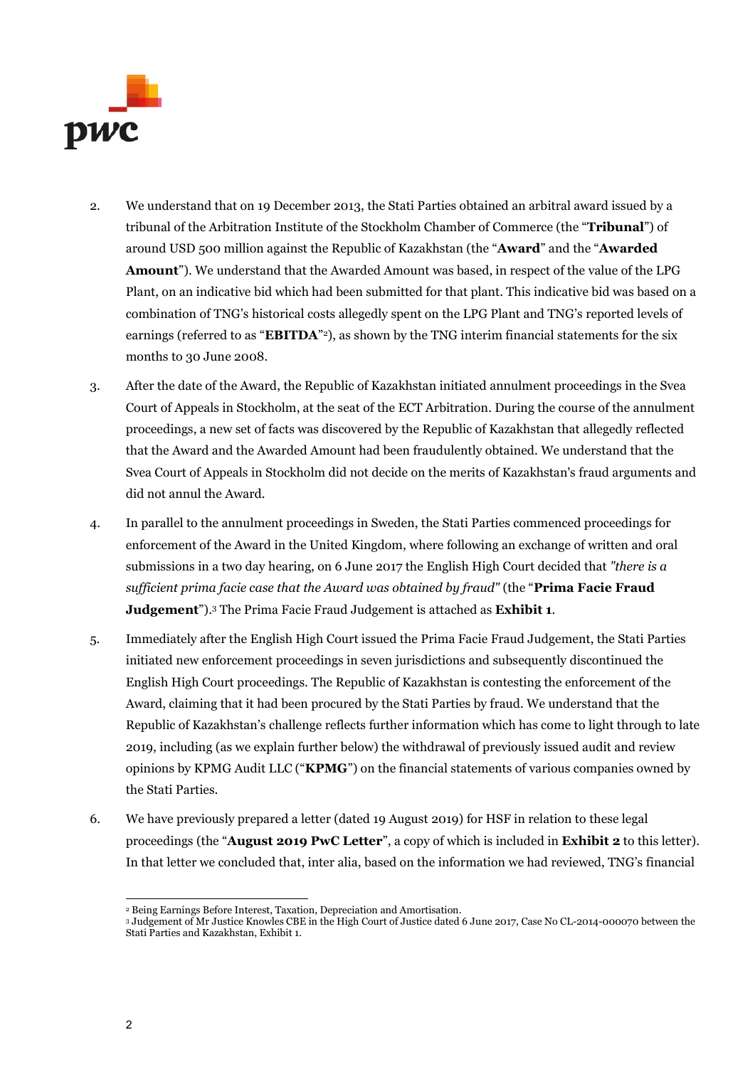2. We understand that on 19 December 2013, the Stati Parties obtained an arbitral award issued by a tribunal of the Arbitration Institute of the Stockholm Chamber of Commerce (the "**Tribunal**") of around USD 500 million against the Republic of Kazakhstan (the "**Award**" and the "**Awarded Amount**"). We understand that the Awarded Amount was based, in respect of the value of the LPG Plant, on an indicative bid which had been submitted for that plant. This indicative bid was based on a combination of TNG's historical costs allegedly spent on the LPG Plant and TNG's reported levels of earnings (referred to as "**EBITDA**"[2]), as shown by the TNG interim financial statements for the six months to 30 June 2008.

3. After the date of the Award, the Republic of Kazakhstan initiated annulment proceedings in the Svea Court of Appeals in Stockholm, at the seat of the ECT Arbitration. During the course of the annulment proceedings, a new set of facts was discovered by the Republic of Kazakhstan that allegedly reflected that the Award and the Awarded Amount had been fraudulently obtained. We understand that the Svea Court of Appeals in Stockholm did not decide on the merits of Kazakhstan's fraud arguments and did not annul the Award.

4. In parallel to the annulment proceedings in Sweden, the Stati Parties commenced proceedings for enforcement of the Award in the United Kingdom, where following an exchange of written and oral submissions in a two day hearing, on 6 June 2017 the English High Court decided that *"there is a sufficient prima facie case that the Award was obtained by fraud"* (the "**Prima Facie Fraud Judgement**").[3] The Prima Facie Fraud Judgement is attached as **Exhibit 1**.

5. Immediately after the English High Court issued the Prima Facie Fraud Judgement, the Stati Parties initiated new enforcement proceedings in seven jurisdictions and subsequently discontinued the English High Court proceedings. The Republic of Kazakhstan is contesting the enforcement of the Award, claiming that it had been procured by the Stati Parties by fraud. We understand that the Republic of Kazakhstan's challenge reflects further information which has come to light through to late 2019, including (as we explain further below) the withdrawal of previously issued audit and review opinions by KPMG Audit LLC ("**KPMG**") on the financial statements of various companies owned by the Stati Parties.

6. We have previously prepared a letter (dated 19 August 2019) for HSF in relation to these legal proceedings (the "**August 2019 PwC Letter**", a copy of which is included in **Exhibit 2** to this letter). In that letter we concluded that, inter alia, based on the information we had reviewed, TNG's financial

---

[2] Being Earnings Before Interest, Taxation, Depreciation and Amortisation.

[3] Judgement of Mr Justice Knowles CBE in the High Court of Justice dated 6 June 2017, Case No CL-2014-000070 between the Stati Parties and Kazakhstan, Exhibit 1.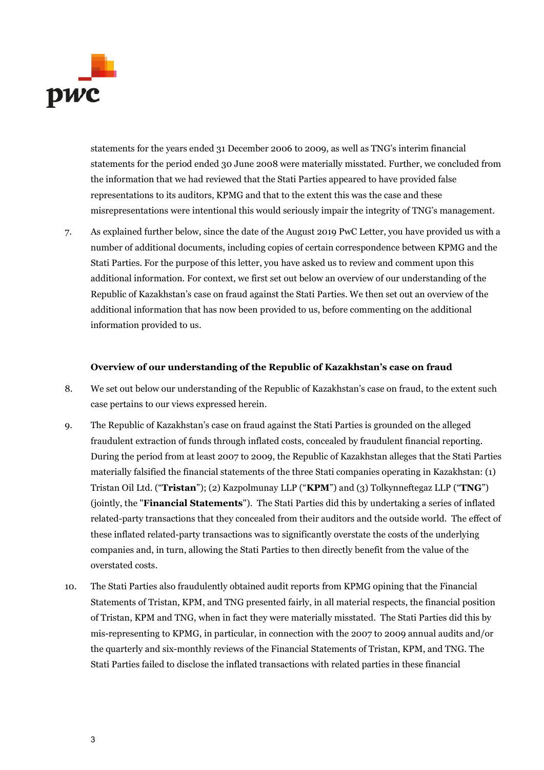statements for the years ended 31 December 2006 to 2009, as well as TNG's interim financial statements for the period ended 30 June 2008 were materially misstated. Further, we concluded from the information that we had reviewed that the Stati Parties appeared to have provided false representations to its auditors, KPMG and that to the extent this was the case and these misrepresentations were intentional this would seriously impair the integrity of TNG's management.

7. As explained further below, since the date of the August 2019 PwC Letter, you have provided us with a number of additional documents, including copies of certain correspondence between KPMG and the Stati Parties. For the purpose of this letter, you have asked us to review and comment upon this additional information. For context, we first set out below an overview of our understanding of the Republic of Kazakhstan's case on fraud against the Stati Parties. We then set out an overview of the additional information that has now been provided to us, before commenting on the additional information provided to us.

**Overview of our understanding of the Republic of Kazakhstan's case on fraud**

8. We set out below our understanding of the Republic of Kazakhstan's case on fraud, to the extent such case pertains to our views expressed herein.

9. The Republic of Kazakhstan's case on fraud against the Stati Parties is grounded on the alleged fraudulent extraction of funds through inflated costs, concealed by fraudulent financial reporting. During the period from at least 2007 to 2009, the Republic of Kazakhstan alleges that the Stati Parties materially falsified the financial statements of the three Stati companies operating in Kazakhstan: (1) Tristan Oil Ltd. ("**Tristan**"); (2) Kazpolmunay LLP ("**KPM**") and (3) Tolkynneftegaz LLP ("**TNG**") (jointly, the "**Financial Statements**"). The Stati Parties did this by undertaking a series of inflated related-party transactions that they concealed from their auditors and the outside world. The effect of these inflated related-party transactions was to significantly overstate the costs of the underlying companies and, in turn, allowing the Stati Parties to then directly benefit from the value of the overstated costs.

10. The Stati Parties also fraudulently obtained audit reports from KPMG opining that the Financial Statements of Tristan, KPM, and TNG presented fairly, in all material respects, the financial position of Tristan, KPM and TNG, when in fact they were materially misstated. The Stati Parties did this by mis-representing to KPMG, in particular, in connection with the 2007 to 2009 annual audits and/or the quarterly and six-monthly reviews of the Financial Statements of Tristan, KPM, and TNG. The Stati Parties failed to disclose the inflated transactions with related parties in these financial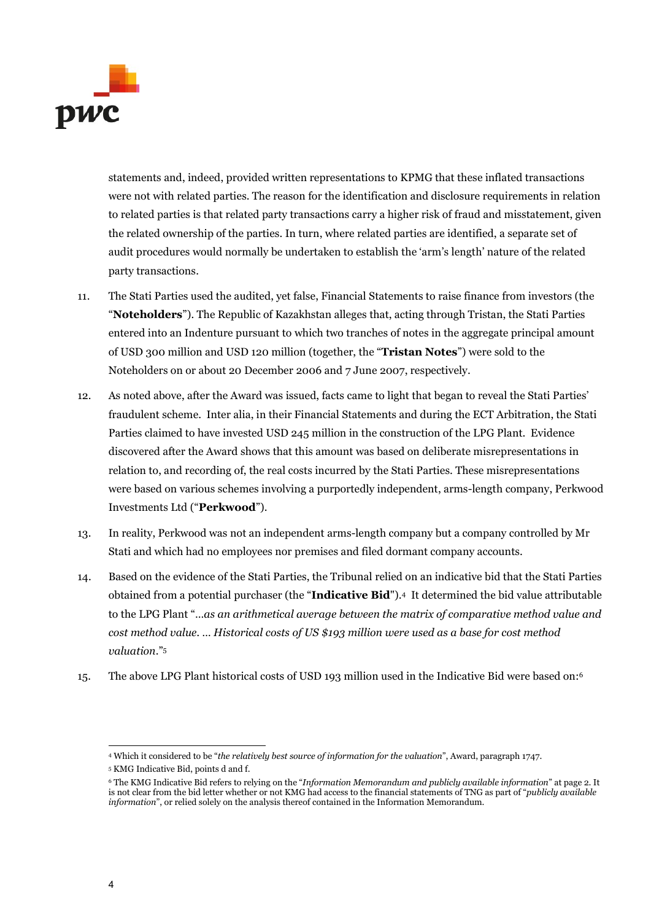statements and, indeed, provided written representations to KPMG that these inflated transactions were not with related parties. The reason for the identification and disclosure requirements in relation to related parties is that related party transactions carry a higher risk of fraud and misstatement, given the related ownership of the parties. In turn, where related parties are identified, a separate set of audit procedures would normally be undertaken to establish the 'arm's length' nature of the related party transactions.

11. The Stati Parties used the audited, yet false, Financial Statements to raise finance from investors (the "**Noteholders**"). The Republic of Kazakhstan alleges that, acting through Tristan, the Stati Parties entered into an Indenture pursuant to which two tranches of notes in the aggregate principal amount of USD 300 million and USD 120 million (together, the "**Tristan Notes**") were sold to the Noteholders on or about 20 December 2006 and 7 June 2007, respectively.

12. As noted above, after the Award was issued, facts came to light that began to reveal the Stati Parties' fraudulent scheme. Inter alia, in their Financial Statements and during the ECT Arbitration, the Stati Parties claimed to have invested USD 245 million in the construction of the LPG Plant. Evidence discovered after the Award shows that this amount was based on deliberate misrepresentations in relation to, and recording of, the real costs incurred by the Stati Parties. These misrepresentations were based on various schemes involving a purportedly independent, arms-length company, Perkwood Investments Ltd ("**Perkwood**").

13. In reality, Perkwood was not an independent arms-length company but a company controlled by Mr Stati and which had no employees nor premises and filed dormant company accounts.

14. Based on the evidence of the Stati Parties, the Tribunal relied on an indicative bid that the Stati Parties obtained from a potential purchaser (the "**Indicative Bid**").[4] It determined the bid value attributable to the LPG Plant "*…as an arithmetical average between the matrix of comparative method value and cost method value. … Historical costs of US $193 million were used as a base for cost method valuation*."[5]

15. The above LPG Plant historical costs of USD 193 million used in the Indicative Bid were based on:[6]

---

[4] Which it considered to be "*the relatively best source of information for the valuation*", Award, paragraph 1747.

[5] KMG Indicative Bid, points d and f.

[6] The KMG Indicative Bid refers to relying on the "*Information Memorandum and publicly available information*" at page 2. It is not clear from the bid letter whether or not KMG had access to the financial statements of TNG as part of "*publicly available information*", or relied solely on the analysis thereof contained in the Information Memorandum.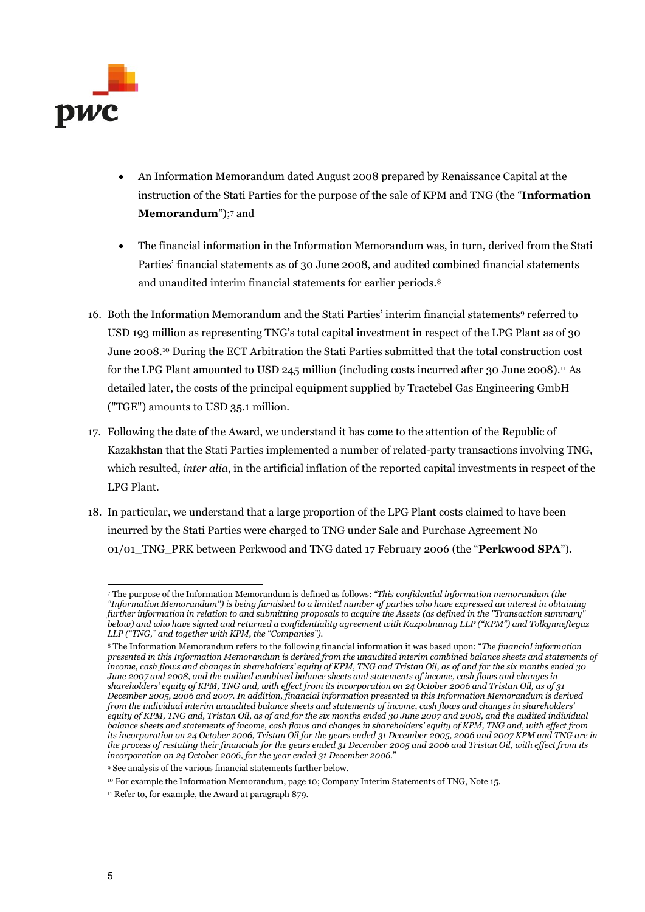- An Information Memorandum dated August 2008 prepared by Renaissance Capital at the instruction of the Stati Parties for the purpose of the sale of KPM and TNG (the "**Information Memorandum**");[7] and

- The financial information in the Information Memorandum was, in turn, derived from the Stati Parties' financial statements as of 30 June 2008, and audited combined financial statements and unaudited interim financial statements for earlier periods.[8]

16. Both the Information Memorandum and the Stati Parties' interim financial statements[9] referred to USD 193 million as representing TNG's total capital investment in respect of the LPG Plant as of 30 June 2008.[10] During the ECT Arbitration the Stati Parties submitted that the total construction cost for the LPG Plant amounted to USD 245 million (including costs incurred after 30 June 2008).[11] As detailed later, the costs of the principal equipment supplied by Tractebel Gas Engineering GmbH ("TGE") amounts to USD 35.1 million.

17. Following the date of the Award, we understand it has come to the attention of the Republic of Kazakhstan that the Stati Parties implemented a number of related-party transactions involving TNG, which resulted, *inter alia*, in the artificial inflation of the reported capital investments in respect of the LPG Plant.

18. In particular, we understand that a large proportion of the LPG Plant costs claimed to have been incurred by the Stati Parties were charged to TNG under Sale and Purchase Agreement No 01/01_TNG_PRK between Perkwood and TNG dated 17 February 2006 (the "**Perkwood SPA**").

---

[7] The purpose of the Information Memorandum is defined as follows: *"This confidential information memorandum (the "Information Memorandum") is being furnished to a limited number of parties who have expressed an interest in obtaining further information in relation to and submitting proposals to acquire the Assets (as defined in the "Transaction summary" below) and who have signed and returned a confidentiality agreement with Kazpolmunay LLP ("KPM") and Tolkynneftegaz LLP ("TNG," and together with KPM, the "Companies").*

[8] The Information Memorandum refers to the following financial information it was based upon: "*The financial information presented in this Information Memorandum is derived from the unaudited interim combined balance sheets and statements of income, cash flows and changes in shareholders' equity of KPM, TNG and Tristan Oil, as of and for the six months ended 30 June 2007 and 2008, and the audited combined balance sheets and statements of income, cash flows and changes in shareholders' equity of KPM, TNG and, with effect from its incorporation on 24 October 2006, Tristan Oil, as of 31 December 2005, 2006 and 2007. In addition, financial information presented in this Information Memorandum is derived from the individual interim unaudited balance sheets and statements of income, cash flows and changes in shareholders' equity of KPM, TNG and, Tristan Oil, as of and for the six months ended 30 June 2007 and 2008, and the audited individual balance sheets and statements of income, cash flows and changes in shareholders' equity of KPM, TNG and, with effect from its incorporation on 24 October 2006, Tristan Oil for the years ended 31 December 2005, 2006 and 2007 KPM and TNG are in the process of restating their financials for the years ended 31 December 2005 and 2006 and Tristan Oil, with effect from its incorporation on 24 October 2006, for the year ended 31 December 2006.*"

[9] See analysis of the various financial statements further below.

[10] For example the Information Memorandum, page 10; Company Interim Statements of TNG, Note 15.

[11] Refer to, for example, the Award at paragraph 879.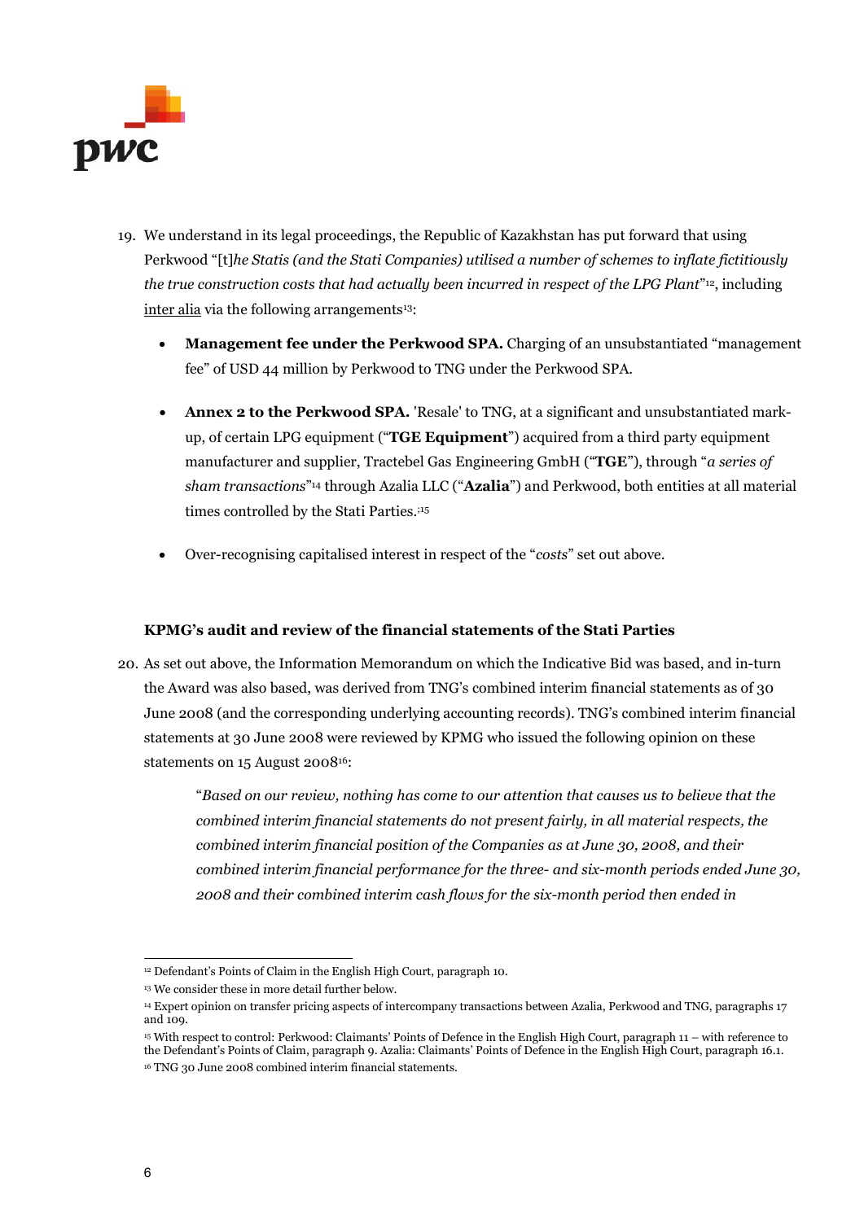19. We understand in its legal proceedings, the Republic of Kazakhstan has put forward that using Perkwood "[t]*he Statis (and the Stati Companies) utilised a number of schemes to inflate fictitiously the true construction costs that had actually been incurred in respect of the LPG Plant*"[12], including inter alia via the following arrangements[13]:

    - **Management fee under the Perkwood SPA.** Charging of an unsubstantiated "management fee" of USD 44 million by Perkwood to TNG under the Perkwood SPA.

    - **Annex 2 to the Perkwood SPA.** 'Resale' to TNG, at a significant and unsubstantiated mark-up, of certain LPG equipment ("**TGE Equipment**") acquired from a third party equipment manufacturer and supplier, Tractebel Gas Engineering GmbH ("**TGE**"), through "*a series of sham transactions*"[14] through Azalia LLC ("**Azalia**") and Perkwood, both entities at all material times controlled by the Stati Parties.[15]

    - Over-recognising capitalised interest in respect of the "*costs*" set out above.

**KPMG's audit and review of the financial statements of the Stati Parties**

20. As set out above, the Information Memorandum on which the Indicative Bid was based, and in-turn the Award was also based, was derived from TNG's combined interim financial statements as of 30 June 2008 (and the corresponding underlying accounting records). TNG's combined interim financial statements at 30 June 2008 were reviewed by KPMG who issued the following opinion on these statements on 15 August 2008[16]:

    "*Based on our review, nothing has come to our attention that causes us to believe that the combined interim financial statements do not present fairly, in all material respects, the combined interim financial position of the Companies as at June 30, 2008, and their combined interim financial performance for the three- and six-month periods ended June 30, 2008 and their combined interim cash flows for the six-month period then ended in*

---

[12] Defendant's Points of Claim in the English High Court, paragraph 10.

[13] We consider these in more detail further below.

[14] Expert opinion on transfer pricing aspects of intercompany transactions between Azalia, Perkwood and TNG, paragraphs 17 and 109.

[15] With respect to control: Perkwood: Claimants' Points of Defence in the English High Court, paragraph 11 – with reference to the Defendant's Points of Claim, paragraph 9. Azalia: Claimants' Points of Defence in the English High Court, paragraph 16.1.

[16] TNG 30 June 2008 combined interim financial statements.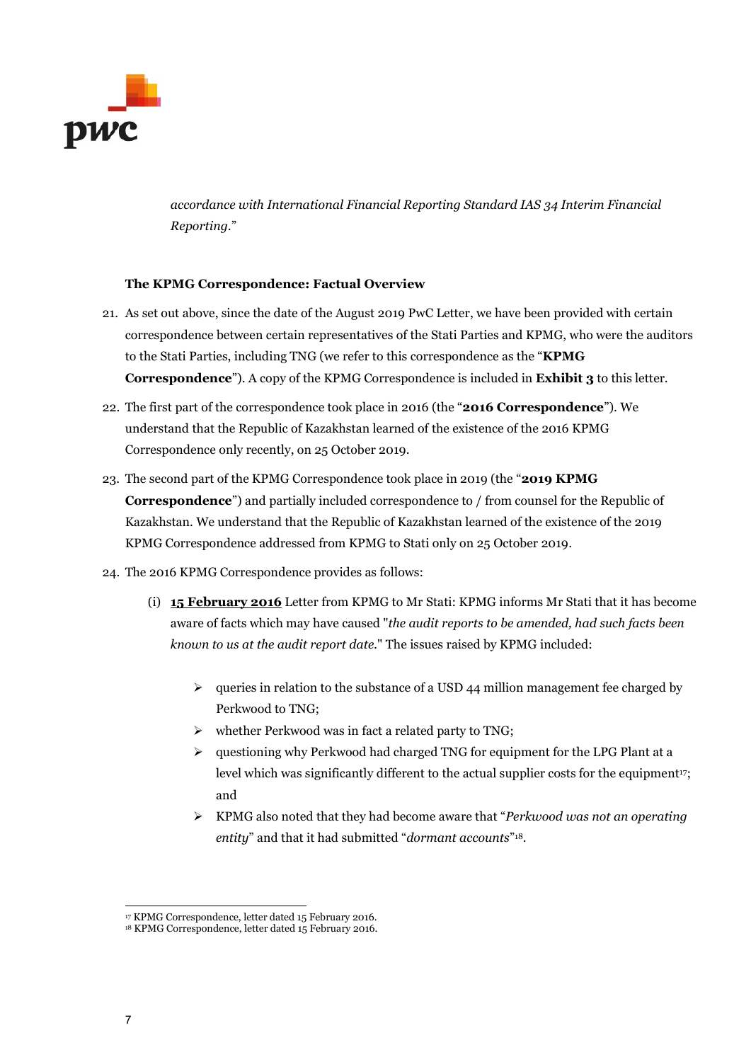*accordance with International Financial Reporting Standard IAS 34 Interim Financial Reporting*."

**The KPMG Correspondence: Factual Overview**

21. As set out above, since the date of the August 2019 PwC Letter, we have been provided with certain correspondence between certain representatives of the Stati Parties and KPMG, who were the auditors to the Stati Parties, including TNG (we refer to this correspondence as the "**KPMG Correspondence**"). A copy of the KPMG Correspondence is included in **Exhibit 3** to this letter.

22. The first part of the correspondence took place in 2016 (the "**2016 Correspondence**"). We understand that the Republic of Kazakhstan learned of the existence of the 2016 KPMG Correspondence only recently, on 25 October 2019.

23. The second part of the KPMG Correspondence took place in 2019 (the "**2019 KPMG Correspondence**") and partially included correspondence to / from counsel for the Republic of Kazakhstan. We understand that the Republic of Kazakhstan learned of the existence of the 2019 KPMG Correspondence addressed from KPMG to Stati only on 25 October 2019.

24. The 2016 KPMG Correspondence provides as follows:

    (i) **15 February 2016** Letter from KPMG to Mr Stati: KPMG informs Mr Stati that it has become aware of facts which may have caused "*the audit reports to be amended, had such facts been known to us at the audit report date.*" The issues raised by KPMG included:

    - queries in relation to the substance of a USD 44 million management fee charged by Perkwood to TNG;
    - whether Perkwood was in fact a related party to TNG;
    - questioning why Perkwood had charged TNG for equipment for the LPG Plant at a level which was significantly different to the actual supplier costs for the equipment[17]; and
    - KPMG also noted that they had become aware that "*Perkwood was not an operating entity*" and that it had submitted "*dormant accounts*"[18].

[17] KPMG Correspondence, letter dated 15 February 2016.
[18] KPMG Correspondence, letter dated 15 February 2016.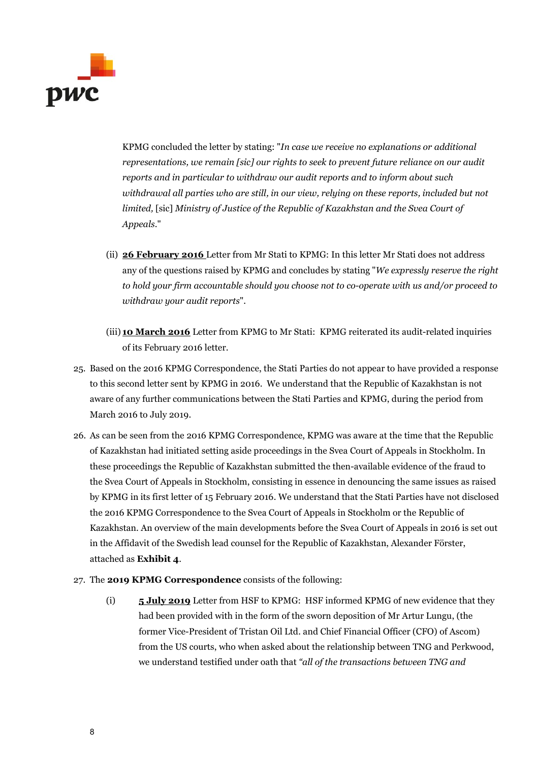KPMG concluded the letter by stating: "*In case we receive no explanations or additional representations, we remain [sic] our rights to seek to prevent future reliance on our audit reports and in particular to withdraw our audit reports and to inform about such withdrawal all parties who are still, in our view, relying on these reports, included but not limited,* [sic] *Ministry of Justice of the Republic of Kazakhstan and the Svea Court of Appeals*."

(ii) **<u>26 February 2016</u>** Letter from Mr Stati to KPMG: In this letter Mr Stati does not address any of the questions raised by KPMG and concludes by stating "*We expressly reserve the right to hold your firm accountable should you choose not to co-operate with us and/or proceed to withdraw your audit reports*".

(iii) **<u>10 March 2016</u>** Letter from KPMG to Mr Stati: KPMG reiterated its audit-related inquiries of its February 2016 letter.

25. Based on the 2016 KPMG Correspondence, the Stati Parties do not appear to have provided a response to this second letter sent by KPMG in 2016. We understand that the Republic of Kazakhstan is not aware of any further communications between the Stati Parties and KPMG, during the period from March 2016 to July 2019.

26. As can be seen from the 2016 KPMG Correspondence, KPMG was aware at the time that the Republic of Kazakhstan had initiated setting aside proceedings in the Svea Court of Appeals in Stockholm. In these proceedings the Republic of Kazakhstan submitted the then-available evidence of the fraud to the Svea Court of Appeals in Stockholm, consisting in essence in denouncing the same issues as raised by KPMG in its first letter of 15 February 2016. We understand that the Stati Parties have not disclosed the 2016 KPMG Correspondence to the Svea Court of Appeals in Stockholm or the Republic of Kazakhstan. An overview of the main developments before the Svea Court of Appeals in 2016 is set out in the Affidavit of the Swedish lead counsel for the Republic of Kazakhstan, Alexander Förster, attached as **Exhibit 4**.

27. The **2019 KPMG Correspondence** consists of the following:

(i) **<u>5 July 2019</u>** Letter from HSF to KPMG: HSF informed KPMG of new evidence that they had been provided with in the form of the sworn deposition of Mr Artur Lungu, (the former Vice-President of Tristan Oil Ltd. and Chief Financial Officer (CFO) of Ascom) from the US courts, who when asked about the relationship between TNG and Perkwood, we understand testified under oath that *"all of the transactions between TNG and*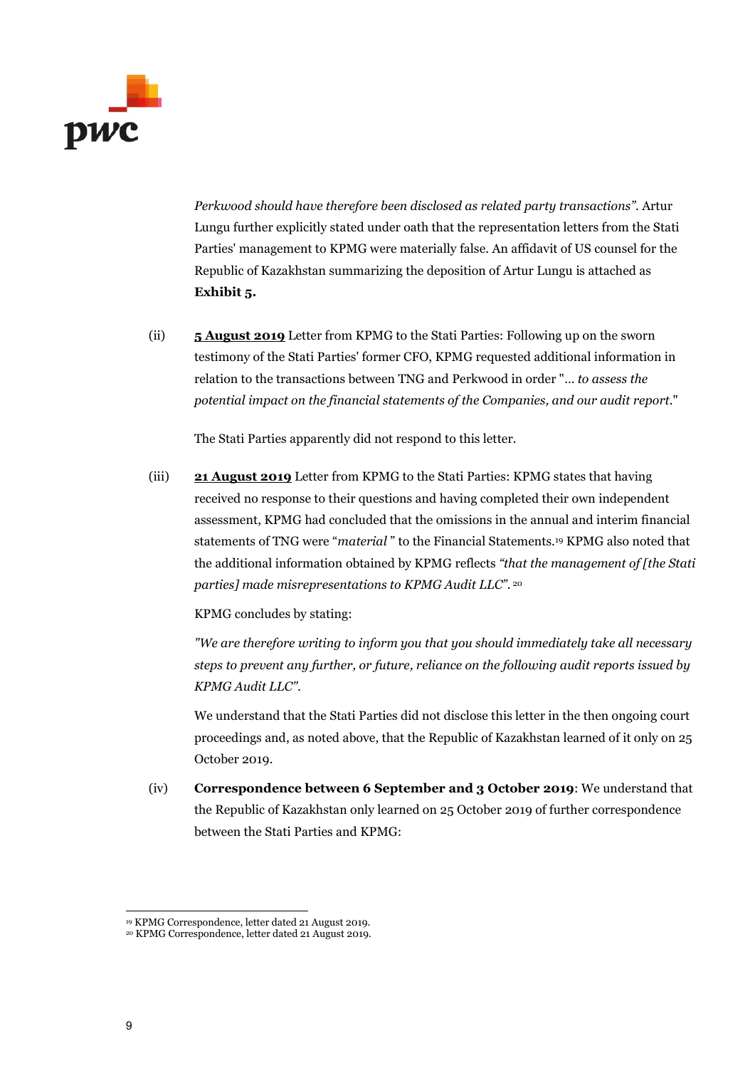*Perkwood should have therefore been disclosed as related party transactions"*. Artur Lungu further explicitly stated under oath that the representation letters from the Stati Parties' management to KPMG were materially false. An affidavit of US counsel for the Republic of Kazakhstan summarizing the deposition of Artur Lungu is attached as **Exhibit 5.**

(ii) **5 August 2019** Letter from KPMG to the Stati Parties: Following up on the sworn testimony of the Stati Parties' former CFO, KPMG requested additional information in relation to the transactions between TNG and Perkwood in order "*... to assess the potential impact on the financial statements of the Companies, and our audit report*."

The Stati Parties apparently did not respond to this letter.

(iii) **21 August 2019** Letter from KPMG to the Stati Parties: KPMG states that having received no response to their questions and having completed their own independent assessment, KPMG had concluded that the omissions in the annual and interim financial statements of TNG were "*material*" to the Financial Statements.[19] KPMG also noted that the additional information obtained by KPMG reflects *"that the management of [the Stati parties] made misrepresentations to KPMG Audit LLC"*.[20]

KPMG concludes by stating:

*"We are therefore writing to inform you that you should immediately take all necessary steps to prevent any further, or future, reliance on the following audit reports issued by KPMG Audit LLC"*.

We understand that the Stati Parties did not disclose this letter in the then ongoing court proceedings and, as noted above, that the Republic of Kazakhstan learned of it only on 25 October 2019.

(iv) **Correspondence between 6 September and 3 October 2019**: We understand that the Republic of Kazakhstan only learned on 25 October 2019 of further correspondence between the Stati Parties and KPMG:

---

[19] KPMG Correspondence, letter dated 21 August 2019.

[20] KPMG Correspondence, letter dated 21 August 2019.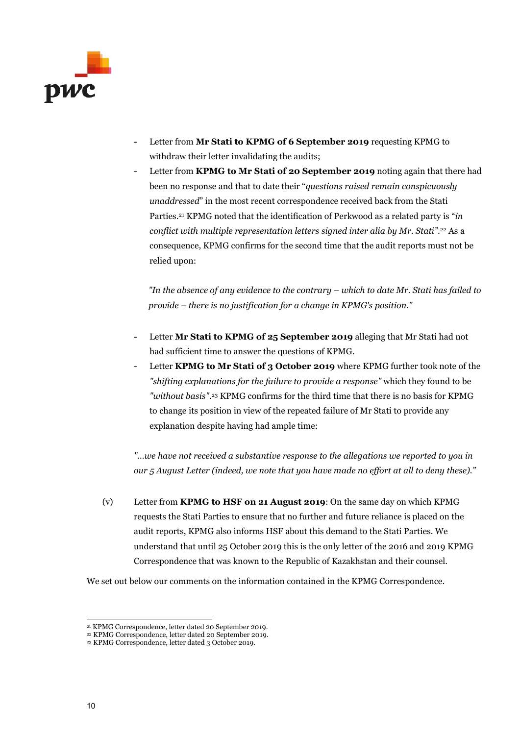- Letter from **Mr Stati to KPMG of 6 September 2019** requesting KPMG to withdraw their letter invalidating the audits;
- Letter from **KPMG to Mr Stati of 20 September 2019** noting again that there had been no response and that to date their "*questions raised remain conspicuously unaddressed*" in the most recent correspondence received back from the Stati Parties.[21] KPMG noted that the identification of Perkwood as a related party is "*in conflict with multiple representation letters signed inter alia by Mr. Stati*".[22] As a consequence, KPMG confirms for the second time that the audit reports must not be relied upon:

  *"In the absence of any evidence to the contrary – which to date Mr. Stati has failed to provide – there is no justification for a change in KPMG's position."*

- Letter **Mr Stati to KPMG of 25 September 2019** alleging that Mr Stati had not had sufficient time to answer the questions of KPMG.
- Letter **KPMG to Mr Stati of 3 October 2019** where KPMG further took note of the *"shifting explanations for the failure to provide a response"* which they found to be *"without basis"*.[23] KPMG confirms for the third time that there is no basis for KPMG to change its position in view of the repeated failure of Mr Stati to provide any explanation despite having had ample time:

  *"...we have not received a substantive response to the allegations we reported to you in our 5 August Letter (indeed, we note that you have made no effort at all to deny these)."*

(v) Letter from **KPMG to HSF on 21 August 2019**: On the same day on which KPMG requests the Stati Parties to ensure that no further and future reliance is placed on the audit reports, KPMG also informs HSF about this demand to the Stati Parties. We understand that until 25 October 2019 this is the only letter of the 2016 and 2019 KPMG Correspondence that was known to the Republic of Kazakhstan and their counsel.

We set out below our comments on the information contained in the KPMG Correspondence.

---

[21] KPMG Correspondence, letter dated 20 September 2019.
[22] KPMG Correspondence, letter dated 20 September 2019.
[23] KPMG Correspondence, letter dated 3 October 2019.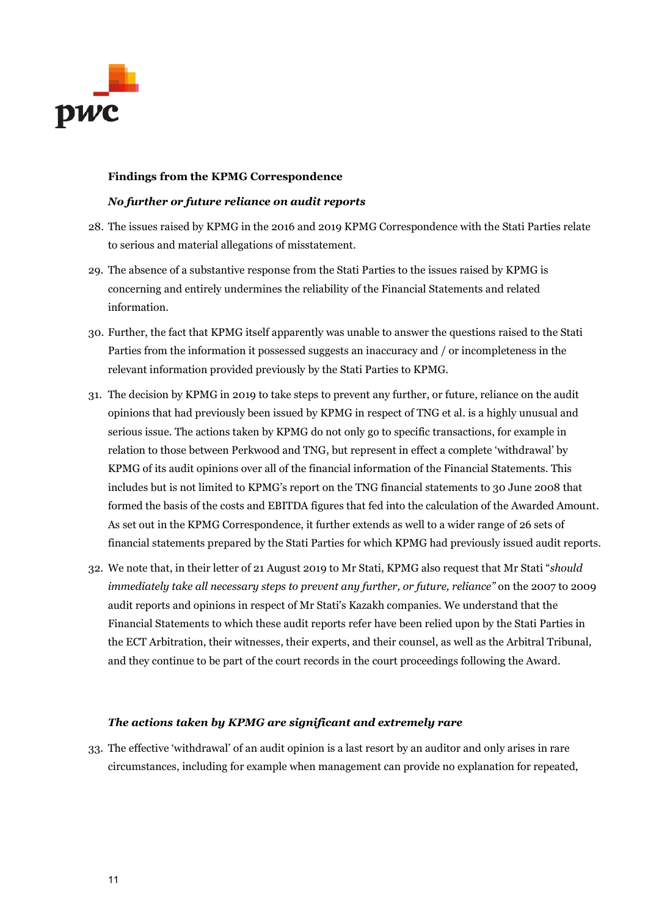**Findings from the KPMG Correspondence**

***No further or future reliance on audit reports***

28. The issues raised by KPMG in the 2016 and 2019 KPMG Correspondence with the Stati Parties relate to serious and material allegations of misstatement.

29. The absence of a substantive response from the Stati Parties to the issues raised by KPMG is concerning and entirely undermines the reliability of the Financial Statements and related information.

30. Further, the fact that KPMG itself apparently was unable to answer the questions raised to the Stati Parties from the information it possessed suggests an inaccuracy and / or incompleteness in the relevant information provided previously by the Stati Parties to KPMG.

31. The decision by KPMG in 2019 to take steps to prevent any further, or future, reliance on the audit opinions that had previously been issued by KPMG in respect of TNG et al. is a highly unusual and serious issue. The actions taken by KPMG do not only go to specific transactions, for example in relation to those between Perkwood and TNG, but represent in effect a complete 'withdrawal' by KPMG of its audit opinions over all of the financial information of the Financial Statements. This includes but is not limited to KPMG's report on the TNG financial statements to 30 June 2008 that formed the basis of the costs and EBITDA figures that fed into the calculation of the Awarded Amount. As set out in the KPMG Correspondence, it further extends as well to a wider range of 26 sets of financial statements prepared by the Stati Parties for which KPMG had previously issued audit reports.

32. We note that, in their letter of 21 August 2019 to Mr Stati, KPMG also request that Mr Stati "*should immediately take all necessary steps to prevent any further, or future, reliance"* on the 2007 to 2009 audit reports and opinions in respect of Mr Stati's Kazakh companies. We understand that the Financial Statements to which these audit reports refer have been relied upon by the Stati Parties in the ECT Arbitration, their witnesses, their experts, and their counsel, as well as the Arbitral Tribunal, and they continue to be part of the court records in the court proceedings following the Award.

***The actions taken by KPMG are significant and extremely rare***

33. The effective 'withdrawal' of an audit opinion is a last resort by an auditor and only arises in rare circumstances, including for example when management can provide no explanation for repeated,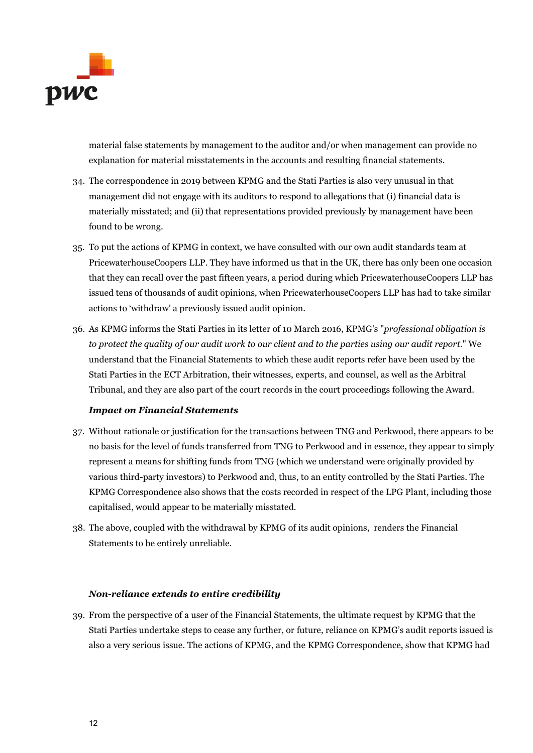material false statements by management to the auditor and/or when management can provide no explanation for material misstatements in the accounts and resulting financial statements.

34. The correspondence in 2019 between KPMG and the Stati Parties is also very unusual in that management did not engage with its auditors to respond to allegations that (i) financial data is materially misstated; and (ii) that representations provided previously by management have been found to be wrong.

35. To put the actions of KPMG in context, we have consulted with our own audit standards team at PricewaterhouseCoopers LLP. They have informed us that in the UK, there has only been one occasion that they can recall over the past fifteen years, a period during which PricewaterhouseCoopers LLP has issued tens of thousands of audit opinions, when PricewaterhouseCoopers LLP has had to take similar actions to 'withdraw' a previously issued audit opinion.

36. As KPMG informs the Stati Parties in its letter of 10 March 2016, KPMG's "*professional obligation is to protect the quality of our audit work to our client and to the parties using our audit report*." We understand that the Financial Statements to which these audit reports refer have been used by the Stati Parties in the ECT Arbitration, their witnesses, experts, and counsel, as well as the Arbitral Tribunal, and they are also part of the court records in the court proceedings following the Award.

***Impact on Financial Statements***

37. Without rationale or justification for the transactions between TNG and Perkwood, there appears to be no basis for the level of funds transferred from TNG to Perkwood and in essence, they appear to simply represent a means for shifting funds from TNG (which we understand were originally provided by various third-party investors) to Perkwood and, thus, to an entity controlled by the Stati Parties. The KPMG Correspondence also shows that the costs recorded in respect of the LPG Plant, including those capitalised, would appear to be materially misstated.

38. The above, coupled with the withdrawal by KPMG of its audit opinions, renders the Financial Statements to be entirely unreliable.

***Non-reliance extends to entire credibility***

39. From the perspective of a user of the Financial Statements, the ultimate request by KPMG that the Stati Parties undertake steps to cease any further, or future, reliance on KPMG's audit reports issued is also a very serious issue. The actions of KPMG, and the KPMG Correspondence, show that KPMG had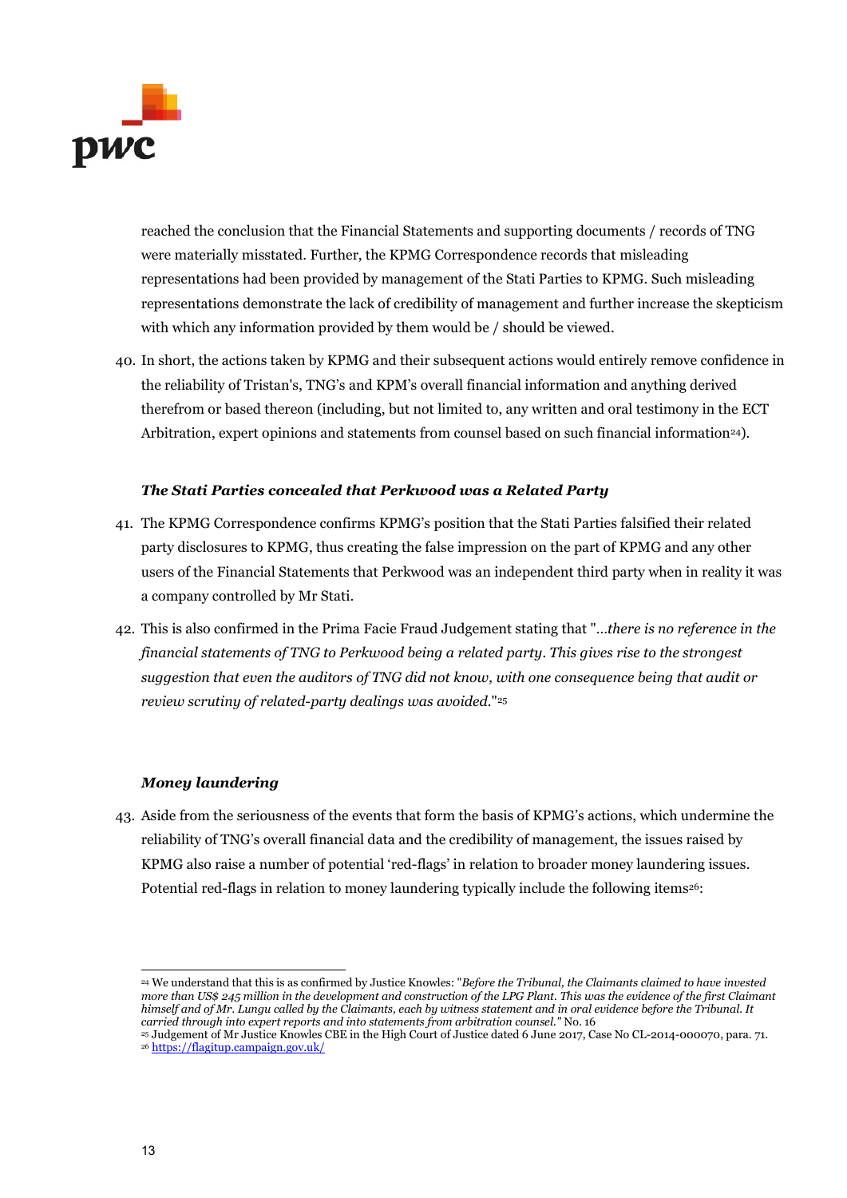reached the conclusion that the Financial Statements and supporting documents / records of TNG were materially misstated. Further, the KPMG Correspondence records that misleading representations had been provided by management of the Stati Parties to KPMG. Such misleading representations demonstrate the lack of credibility of management and further increase the skepticism with which any information provided by them would be / should be viewed.

40. In short, the actions taken by KPMG and their subsequent actions would entirely remove confidence in the reliability of Tristan's, TNG's and KPM's overall financial information and anything derived therefrom or based thereon (including, but not limited to, any written and oral testimony in the ECT Arbitration, expert opinions and statements from counsel based on such financial information[24]).

### *The Stati Parties concealed that Perkwood was a Related Party*

41. The KPMG Correspondence confirms KPMG's position that the Stati Parties falsified their related party disclosures to KPMG, thus creating the false impression on the part of KPMG and any other users of the Financial Statements that Perkwood was an independent third party when in reality it was a company controlled by Mr Stati.

42. This is also confirmed in the Prima Facie Fraud Judgement stating that "*...there is no reference in the financial statements of TNG to Perkwood being a related party. This gives rise to the strongest suggestion that even the auditors of TNG did not know, with one consequence being that audit or review scrutiny of related-party dealings was avoided.*"[25]

### *Money laundering*

43. Aside from the seriousness of the events that form the basis of KPMG's actions, which undermine the reliability of TNG's overall financial data and the credibility of management, the issues raised by KPMG also raise a number of potential 'red-flags' in relation to broader money laundering issues. Potential red-flags in relation to money laundering typically include the following items[26]:

---

[24] We understand that this is as confirmed by Justice Knowles: "*Before the Tribunal, the Claimants claimed to have invested more than US$ 245 million in the development and construction of the LPG Plant. This was the evidence of the first Claimant himself and of Mr. Lungu called by the Claimants, each by witness statement and in oral evidence before the Tribunal. It carried through into expert reports and into statements from arbitration counsel.*" No. 16

[25] Judgement of Mr Justice Knowles CBE in the High Court of Justice dated 6 June 2017, Case No CL-2014-000070, para. 71.

[26] https://flagitup.campaign.gov.uk/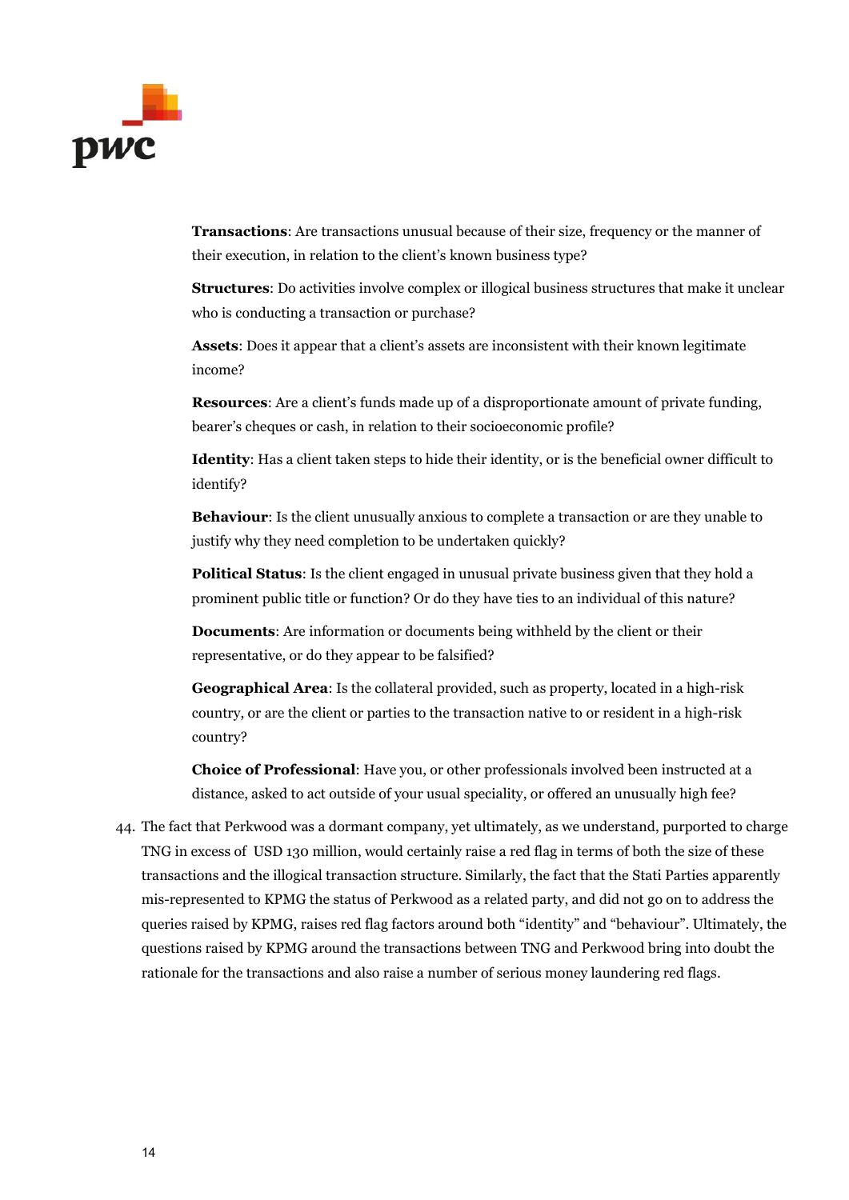**Transactions**: Are transactions unusual because of their size, frequency or the manner of their execution, in relation to the client's known business type?

**Structures**: Do activities involve complex or illogical business structures that make it unclear who is conducting a transaction or purchase?

**Assets**: Does it appear that a client's assets are inconsistent with their known legitimate income?

**Resources**: Are a client's funds made up of a disproportionate amount of private funding, bearer's cheques or cash, in relation to their socioeconomic profile?

**Identity**: Has a client taken steps to hide their identity, or is the beneficial owner difficult to identify?

**Behaviour**: Is the client unusually anxious to complete a transaction or are they unable to justify why they need completion to be undertaken quickly?

**Political Status**: Is the client engaged in unusual private business given that they hold a prominent public title or function? Or do they have ties to an individual of this nature?

**Documents**: Are information or documents being withheld by the client or their representative, or do they appear to be falsified?

**Geographical Area**: Is the collateral provided, such as property, located in a high-risk country, or are the client or parties to the transaction native to or resident in a high-risk country?

**Choice of Professional**: Have you, or other professionals involved been instructed at a distance, asked to act outside of your usual speciality, or offered an unusually high fee?

44. The fact that Perkwood was a dormant company, yet ultimately, as we understand, purported to charge TNG in excess of USD 130 million, would certainly raise a red flag in terms of both the size of these transactions and the illogical transaction structure. Similarly, the fact that the Stati Parties apparently mis-represented to KPMG the status of Perkwood as a related party, and did not go on to address the queries raised by KPMG, raises red flag factors around both "identity" and "behaviour". Ultimately, the questions raised by KPMG around the transactions between TNG and Perkwood bring into doubt the rationale for the transactions and also raise a number of serious money laundering red flags.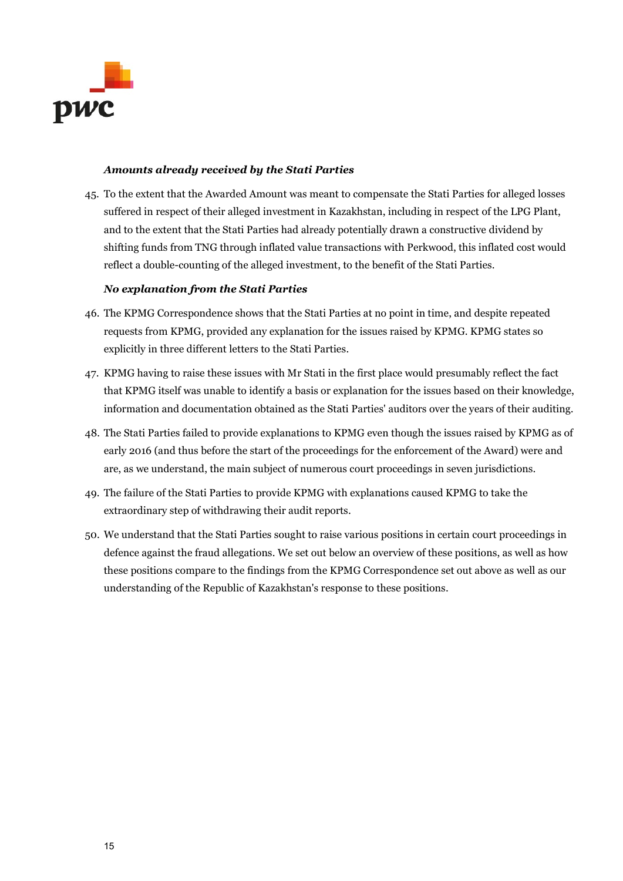***Amounts already received by the Stati Parties***

45. To the extent that the Awarded Amount was meant to compensate the Stati Parties for alleged losses suffered in respect of their alleged investment in Kazakhstan, including in respect of the LPG Plant, and to the extent that the Stati Parties had already potentially drawn a constructive dividend by shifting funds from TNG through inflated value transactions with Perkwood, this inflated cost would reflect a double-counting of the alleged investment, to the benefit of the Stati Parties.

***No explanation from the Stati Parties***

46. The KPMG Correspondence shows that the Stati Parties at no point in time, and despite repeated requests from KPMG, provided any explanation for the issues raised by KPMG. KPMG states so explicitly in three different letters to the Stati Parties.

47. KPMG having to raise these issues with Mr Stati in the first place would presumably reflect the fact that KPMG itself was unable to identify a basis or explanation for the issues based on their knowledge, information and documentation obtained as the Stati Parties' auditors over the years of their auditing.

48. The Stati Parties failed to provide explanations to KPMG even though the issues raised by KPMG as of early 2016 (and thus before the start of the proceedings for the enforcement of the Award) were and are, as we understand, the main subject of numerous court proceedings in seven jurisdictions.

49. The failure of the Stati Parties to provide KPMG with explanations caused KPMG to take the extraordinary step of withdrawing their audit reports.

50. We understand that the Stati Parties sought to raise various positions in certain court proceedings in defence against the fraud allegations. We set out below an overview of these positions, as well as how these positions compare to the findings from the KPMG Correspondence set out above as well as our understanding of the Republic of Kazakhstan's response to these positions.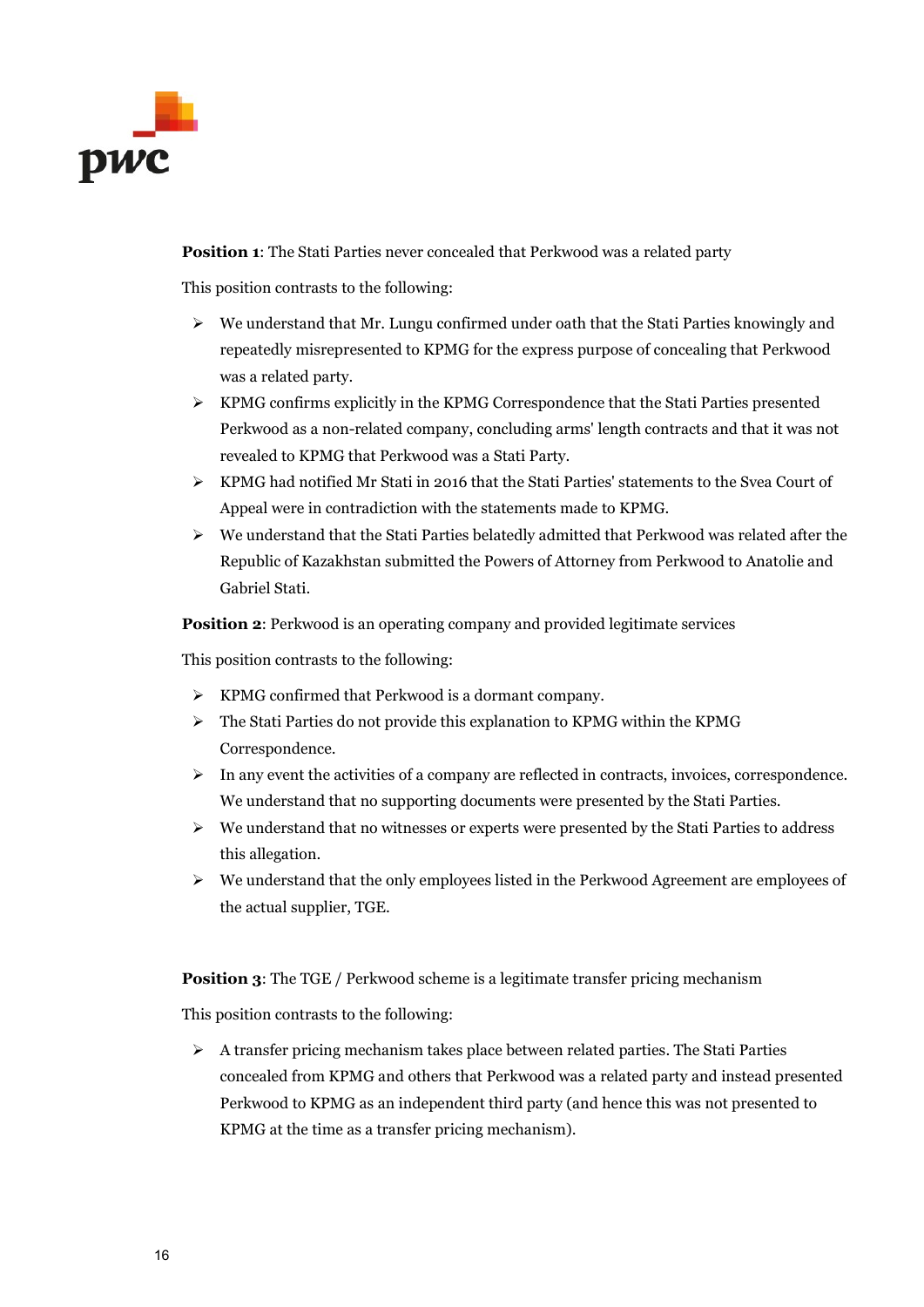**Position 1**: The Stati Parties never concealed that Perkwood was a related party

This position contrasts to the following:

- We understand that Mr. Lungu confirmed under oath that the Stati Parties knowingly and repeatedly misrepresented to KPMG for the express purpose of concealing that Perkwood was a related party.
- KPMG confirms explicitly in the KPMG Correspondence that the Stati Parties presented Perkwood as a non-related company, concluding arms' length contracts and that it was not revealed to KPMG that Perkwood was a Stati Party.
- KPMG had notified Mr Stati in 2016 that the Stati Parties' statements to the Svea Court of Appeal were in contradiction with the statements made to KPMG.
- We understand that the Stati Parties belatedly admitted that Perkwood was related after the Republic of Kazakhstan submitted the Powers of Attorney from Perkwood to Anatolie and Gabriel Stati.

**Position 2**: Perkwood is an operating company and provided legitimate services

This position contrasts to the following:

- KPMG confirmed that Perkwood is a dormant company.
- The Stati Parties do not provide this explanation to KPMG within the KPMG Correspondence.
- In any event the activities of a company are reflected in contracts, invoices, correspondence. We understand that no supporting documents were presented by the Stati Parties.
- We understand that no witnesses or experts were presented by the Stati Parties to address this allegation.
- We understand that the only employees listed in the Perkwood Agreement are employees of the actual supplier, TGE.

**Position 3**: The TGE / Perkwood scheme is a legitimate transfer pricing mechanism

This position contrasts to the following:

- A transfer pricing mechanism takes place between related parties. The Stati Parties concealed from KPMG and others that Perkwood was a related party and instead presented Perkwood to KPMG as an independent third party (and hence this was not presented to KPMG at the time as a transfer pricing mechanism).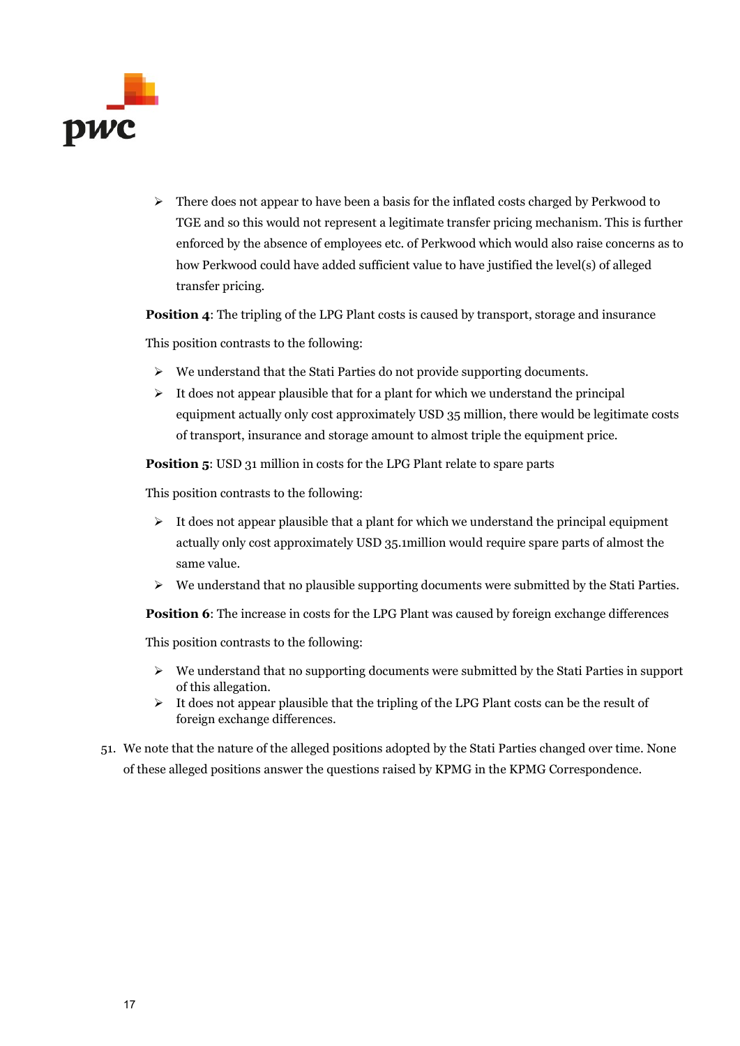- There does not appear to have been a basis for the inflated costs charged by Perkwood to TGE and so this would not represent a legitimate transfer pricing mechanism. This is further enforced by the absence of employees etc. of Perkwood which would also raise concerns as to how Perkwood could have added sufficient value to have justified the level(s) of alleged transfer pricing.

**Position 4**: The tripling of the LPG Plant costs is caused by transport, storage and insurance

This position contrasts to the following:

- We understand that the Stati Parties do not provide supporting documents.
- It does not appear plausible that for a plant for which we understand the principal equipment actually only cost approximately USD 35 million, there would be legitimate costs of transport, insurance and storage amount to almost triple the equipment price.

**Position 5**: USD 31 million in costs for the LPG Plant relate to spare parts

This position contrasts to the following:

- It does not appear plausible that a plant for which we understand the principal equipment actually only cost approximately USD 35.1million would require spare parts of almost the same value.
- We understand that no plausible supporting documents were submitted by the Stati Parties.

**Position 6**: The increase in costs for the LPG Plant was caused by foreign exchange differences

This position contrasts to the following:

- We understand that no supporting documents were submitted by the Stati Parties in support of this allegation.
- It does not appear plausible that the tripling of the LPG Plant costs can be the result of foreign exchange differences.

51. We note that the nature of the alleged positions adopted by the Stati Parties changed over time. None of these alleged positions answer the questions raised by KPMG in the KPMG Correspondence.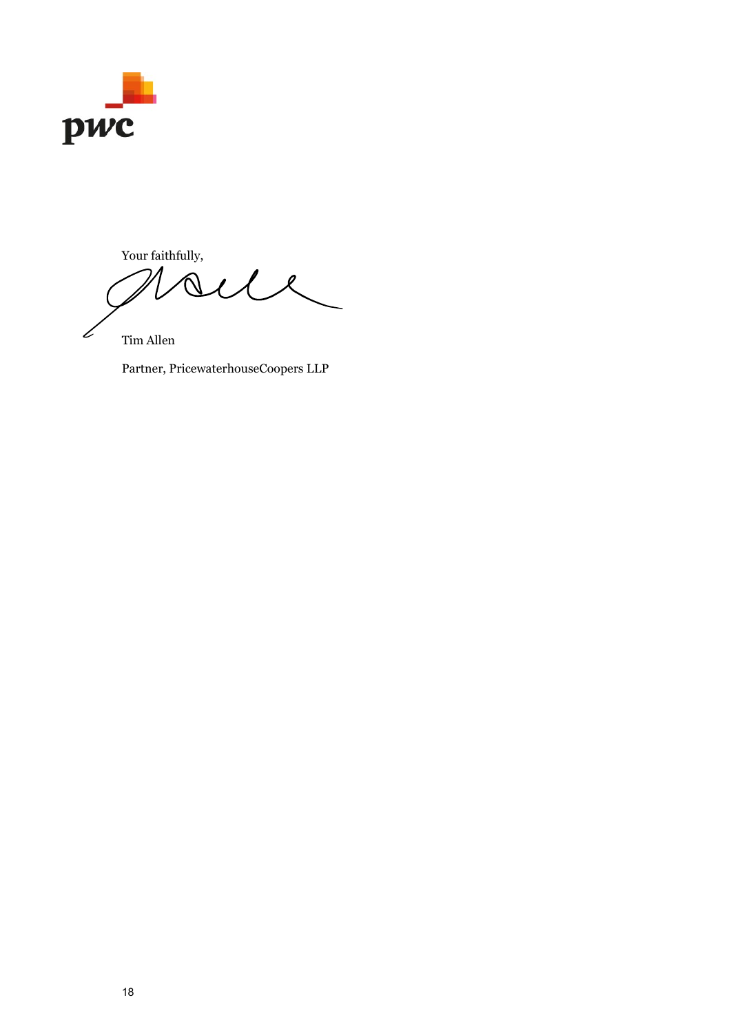Your faithfully,

Tim Allen

Partner, PricewaterhouseCoopers LLP